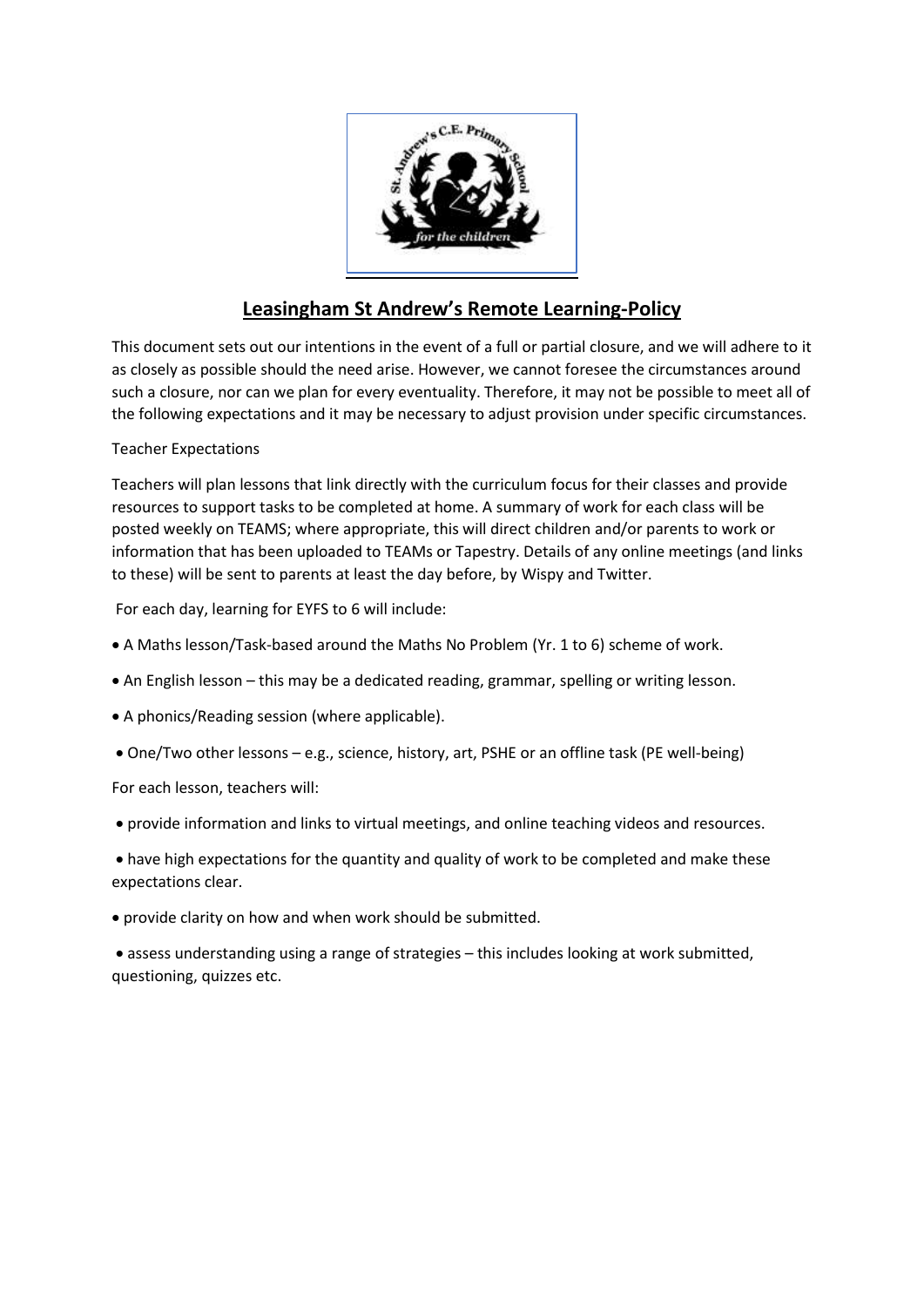# Leasingham St Andrew's Remote Learning-Policy

This document sets out our intentions in the event of a full or partial closure, and we will adhere to it as closely as possible should the need arise. However, we cannot foresee the circumstances around such a closure, nor can we plan for every eventuality. Therefore, it may not be possible to meet all of the following expectations and it may be necessary to adjust provision under specific circumstances.

Teacher Expectations

Teachers will plan lessons that link directly with the curriculum focus for their classes and provide resources to support tasks to be completed at home. A summary of work for each class will be posted weekly on TEAMS; where appropriate, this will direct children and/or parents to work or information that has been uploaded to TEAMs or Tapestry. Details of any online meetings (and links to these) will be sent to parents at least the day before, by Wispy and Twitter.

For each day, learning for EYFS to 6 will include:

- A Maths lesson/Task-based around the Maths No Problem (Yr. 1 to 6) scheme of work.
- An English lesson – this may be a dedicated reading, grammar, spelling or writing lesson.
- A phonics/Reading session (where applicable).
- One/Two other lessons – e.g., science, history, art, PSHE or an offline task (PE well-being)

For each lesson, teachers will:

- provide information and links to virtual meetings, and online teaching videos and resources.
- have high expectations for the quantity and quality of work to be completed and make these expectations clear.
- provide clarity on how and when work should be submitted.
- assess understanding using a range of strategies – this includes looking at work submitted, questioning, quizzes etc.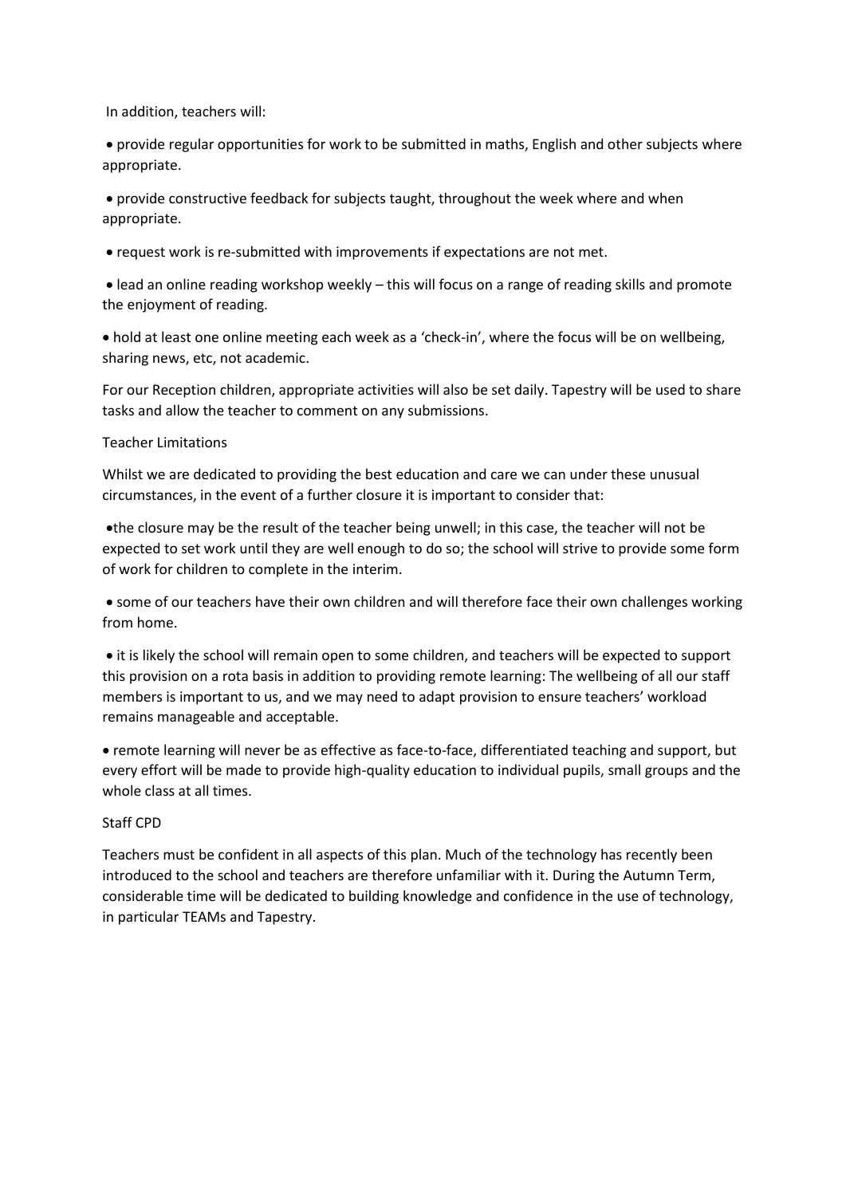In addition, teachers will:

- provide regular opportunities for work to be submitted in maths, English and other subjects where appropriate.
- provide constructive feedback for subjects taught, throughout the week where and when appropriate.
- request work is re-submitted with improvements if expectations are not met.
- lead an online reading workshop weekly – this will focus on a range of reading skills and promote the enjoyment of reading.
- hold at least one online meeting each week as a 'check-in', where the focus will be on wellbeing, sharing news, etc, not academic.

For our Reception children, appropriate activities will also be set daily. Tapestry will be used to share tasks and allow the teacher to comment on any submissions.

Teacher Limitations

Whilst we are dedicated to providing the best education and care we can under these unusual circumstances, in the event of a further closure it is important to consider that:

- the closure may be the result of the teacher being unwell; in this case, the teacher will not be expected to set work until they are well enough to do so; the school will strive to provide some form of work for children to complete in the interim.
- some of our teachers have their own children and will therefore face their own challenges working from home.
- it is likely the school will remain open to some children, and teachers will be expected to support this provision on a rota basis in addition to providing remote learning: The wellbeing of all our staff members is important to us, and we may need to adapt provision to ensure teachers' workload remains manageable and acceptable.
- remote learning will never be as effective as face-to-face, differentiated teaching and support, but every effort will be made to provide high-quality education to individual pupils, small groups and the whole class at all times.

Staff CPD

Teachers must be confident in all aspects of this plan. Much of the technology has recently been introduced to the school and teachers are therefore unfamiliar with it. During the Autumn Term, considerable time will be dedicated to building knowledge and confidence in the use of technology, in particular TEAMs and Tapestry.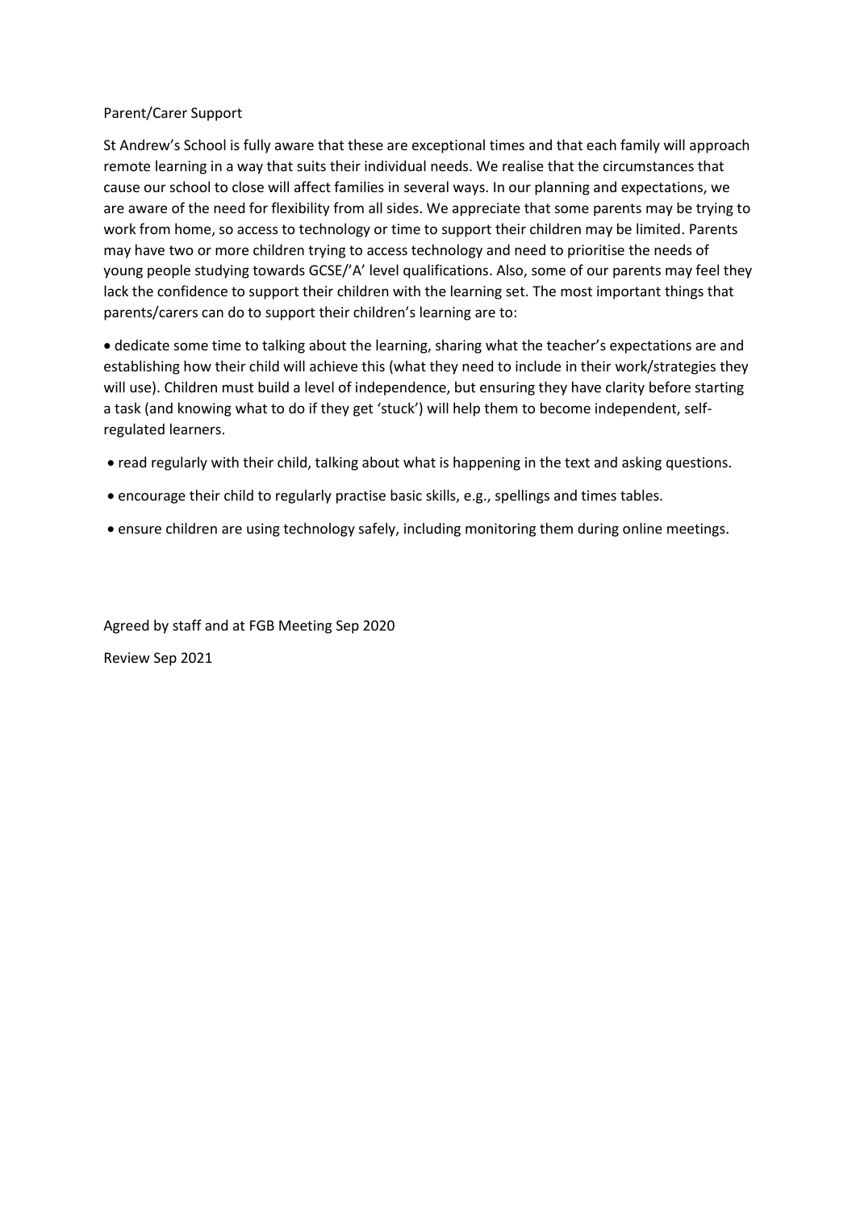## Parent/Carer Support

St Andrew's School is fully aware that these are exceptional times and that each family will approach remote learning in a way that suits their individual needs. We realise that the circumstances that cause our school to close will affect families in several ways. In our planning and expectations, we are aware of the need for flexibility from all sides. We appreciate that some parents may be trying to work from home, so access to technology or time to support their children may be limited. Parents may have two or more children trying to access technology and need to prioritise the needs of young people studying towards GCSE/'A' level qualifications. Also, some of our parents may feel they lack the confidence to support their children with the learning set. The most important things that parents/carers can do to support their children's learning are to:

- dedicate some time to talking about the learning, sharing what the teacher's expectations are and establishing how their child will achieve this (what they need to include in their work/strategies they will use). Children must build a level of independence, but ensuring they have clarity before starting a task (and knowing what to do if they get 'stuck') will help them to become independent, self-regulated learners.
- read regularly with their child, talking about what is happening in the text and asking questions.
- encourage their child to regularly practise basic skills, e.g., spellings and times tables.
- ensure children are using technology safely, including monitoring them during online meetings.

Agreed by staff and at FGB Meeting Sep 2020

Review Sep 2021